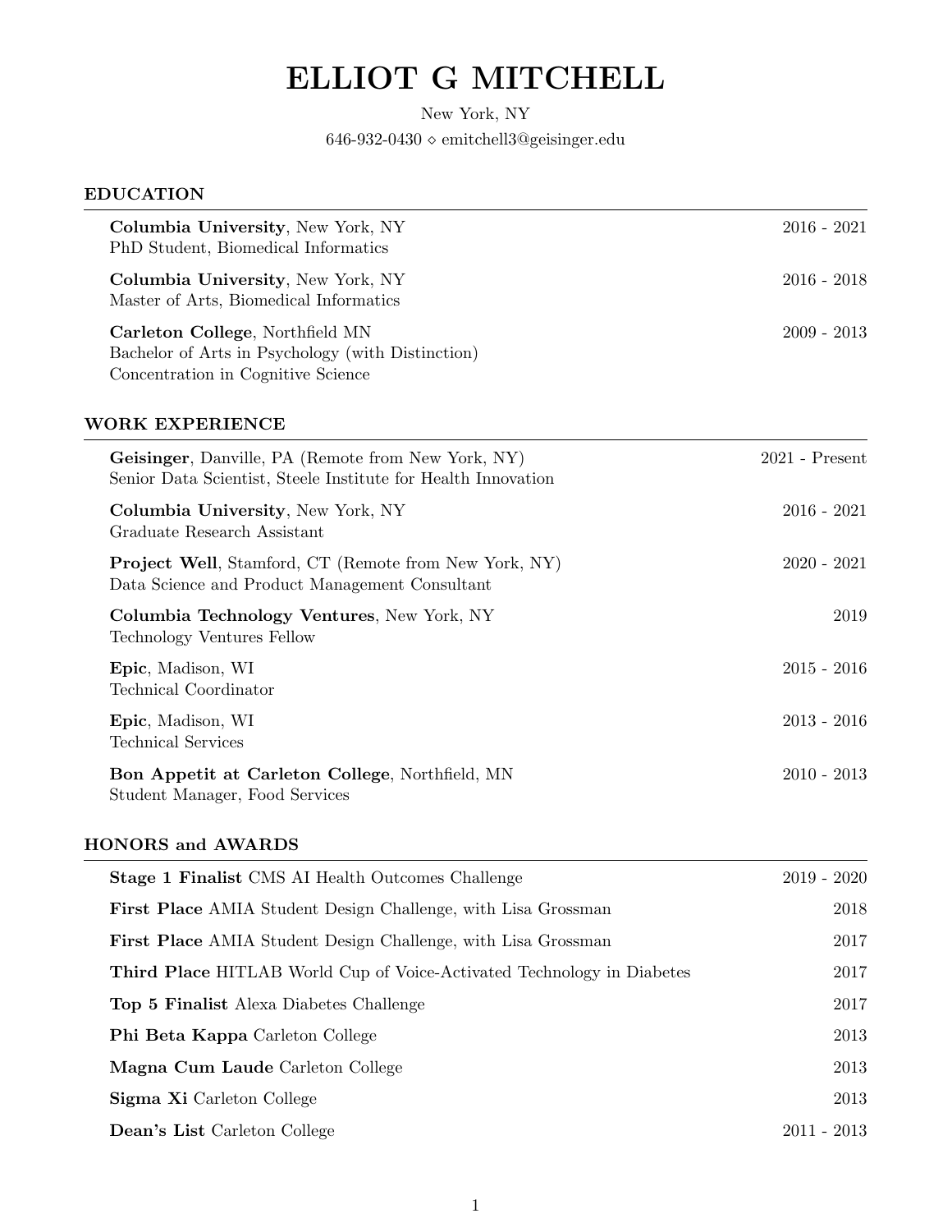# ELLIOT G MITCHELL

New York, NY

646-932-0430 ⋄ emitchell3@geisinger.edu

## EDUCATION

**Columbia University**, New York, NY — 2016 - 2021
PhD Student, Biomedical Informatics

**Columbia University**, New York, NY — 2016 - 2018
Master of Arts, Biomedical Informatics

**Carleton College**, Northfield MN — 2009 - 2013
Bachelor of Arts in Psychology (with Distinction)
Concentration in Cognitive Science

## WORK EXPERIENCE

**Geisinger**, Danville, PA (Remote from New York, NY) — 2021 - Present
Senior Data Scientist, Steele Institute for Health Innovation

**Columbia University**, New York, NY — 2016 - 2021
Graduate Research Assistant

**Project Well**, Stamford, CT (Remote from New York, NY) — 2020 - 2021
Data Science and Product Management Consultant

**Columbia Technology Ventures**, New York, NY — 2019
Technology Ventures Fellow

**Epic**, Madison, WI — 2015 - 2016
Technical Coordinator

**Epic**, Madison, WI — 2013 - 2016
Technical Services

**Bon Appetit at Carleton College**, Northfield, MN — 2010 - 2013
Student Manager, Food Services

## HONORS and AWARDS

**Stage 1 Finalist** CMS AI Health Outcomes Challenge — 2019 - 2020

**First Place** AMIA Student Design Challenge, with Lisa Grossman — 2018

**First Place** AMIA Student Design Challenge, with Lisa Grossman — 2017

**Third Place** HITLAB World Cup of Voice-Activated Technology in Diabetes — 2017

**Top 5 Finalist** Alexa Diabetes Challenge — 2017

**Phi Beta Kappa** Carleton College — 2013

**Magna Cum Laude** Carleton College — 2013

**Sigma Xi** Carleton College — 2013

**Dean's List** Carleton College — 2011 - 2013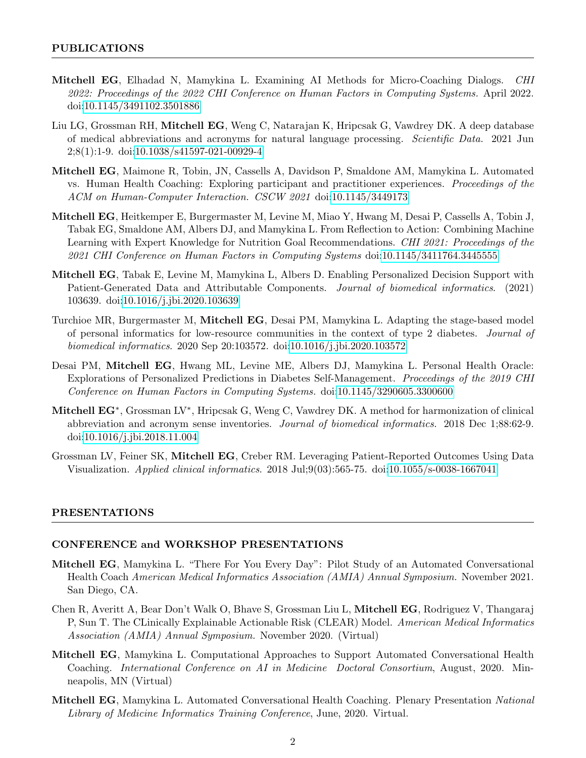## PUBLICATIONS

**Mitchell EG**, Elhadad N, Mamykina L. Examining AI Methods for Micro-Coaching Dialogs. *CHI 2022: Proceedings of the 2022 CHI Conference on Human Factors in Computing Systems.* April 2022. doi:10.1145/3491102.3501886

Liu LG, Grossman RH, **Mitchell EG**, Weng C, Natarajan K, Hripcsak G, Vawdrey DK. A deep database of medical abbreviations and acronyms for natural language processing. *Scientific Data.* 2021 Jun 2;8(1):1-9. doi:10.1038/s41597-021-00929-4

**Mitchell EG**, Maimone R, Tobin, JN, Cassells A, Davidson P, Smaldone AM, Mamykina L. Automated vs. Human Health Coaching: Exploring participant and practitioner experiences. *Proceedings of the ACM on Human-Computer Interaction. CSCW 2021* doi:10.1145/3449173

**Mitchell EG**, Heitkemper E, Burgermaster M, Levine M, Miao Y, Hwang M, Desai P, Cassells A, Tobin J, Tabak EG, Smaldone AM, Albers DJ, and Mamykina L. From Reflection to Action: Combining Machine Learning with Expert Knowledge for Nutrition Goal Recommendations. *CHI 2021: Proceedings of the 2021 CHI Conference on Human Factors in Computing Systems* doi:10.1145/3411764.3445555

**Mitchell EG**, Tabak E, Levine M, Mamykina L, Albers D. Enabling Personalized Decision Support with Patient-Generated Data and Attributable Components. *Journal of biomedical informatics*. (2021) 103639. doi:10.1016/j.jbi.2020.103639

Turchioe MR, Burgermaster M, **Mitchell EG**, Desai PM, Mamykina L. Adapting the stage-based model of personal informatics for low-resource communities in the context of type 2 diabetes. *Journal of biomedical informatics*. 2020 Sep 20:103572. doi:10.1016/j.jbi.2020.103572

Desai PM, **Mitchell EG**, Hwang ML, Levine ME, Albers DJ, Mamykina L. Personal Health Oracle: Explorations of Personalized Predictions in Diabetes Self-Management. *Proceedings of the 2019 CHI Conference on Human Factors in Computing Systems.* doi:10.1145/3290605.3300600

**Mitchell EG**\*, Grossman LV\*, Hripcsak G, Weng C, Vawdrey DK. A method for harmonization of clinical abbreviation and acronym sense inventories. *Journal of biomedical informatics.* 2018 Dec 1;88:62-9. doi:10.1016/j.jbi.2018.11.004

Grossman LV, Feiner SK, **Mitchell EG**, Creber RM. Leveraging Patient-Reported Outcomes Using Data Visualization. *Applied clinical informatics*. 2018 Jul;9(03):565-75. doi:10.1055/s-0038-1667041

## PRESENTATIONS

### CONFERENCE and WORKSHOP PRESENTATIONS

**Mitchell EG**, Mamykina L. "There For You Every Day": Pilot Study of an Automated Conversational Health Coach *American Medical Informatics Association (AMIA) Annual Symposium.* November 2021. San Diego, CA.

Chen R, Averitt A, Bear Don't Walk O, Bhave S, Grossman Liu L, **Mitchell EG**, Rodriguez V, Thangaraj P, Sun T. The CLinically Explainable Actionable Risk (CLEAR) Model. *American Medical Informatics Association (AMIA) Annual Symposium.* November 2020. (Virtual)

**Mitchell EG**, Mamykina L. Computational Approaches to Support Automated Conversational Health Coaching. *International Conference on AI in Medicine Doctoral Consortium*, August, 2020. Minneapolis, MN (Virtual)

**Mitchell EG**, Mamykina L. Automated Conversational Health Coaching. Plenary Presentation *National Library of Medicine Informatics Training Conference*, June, 2020. Virtual.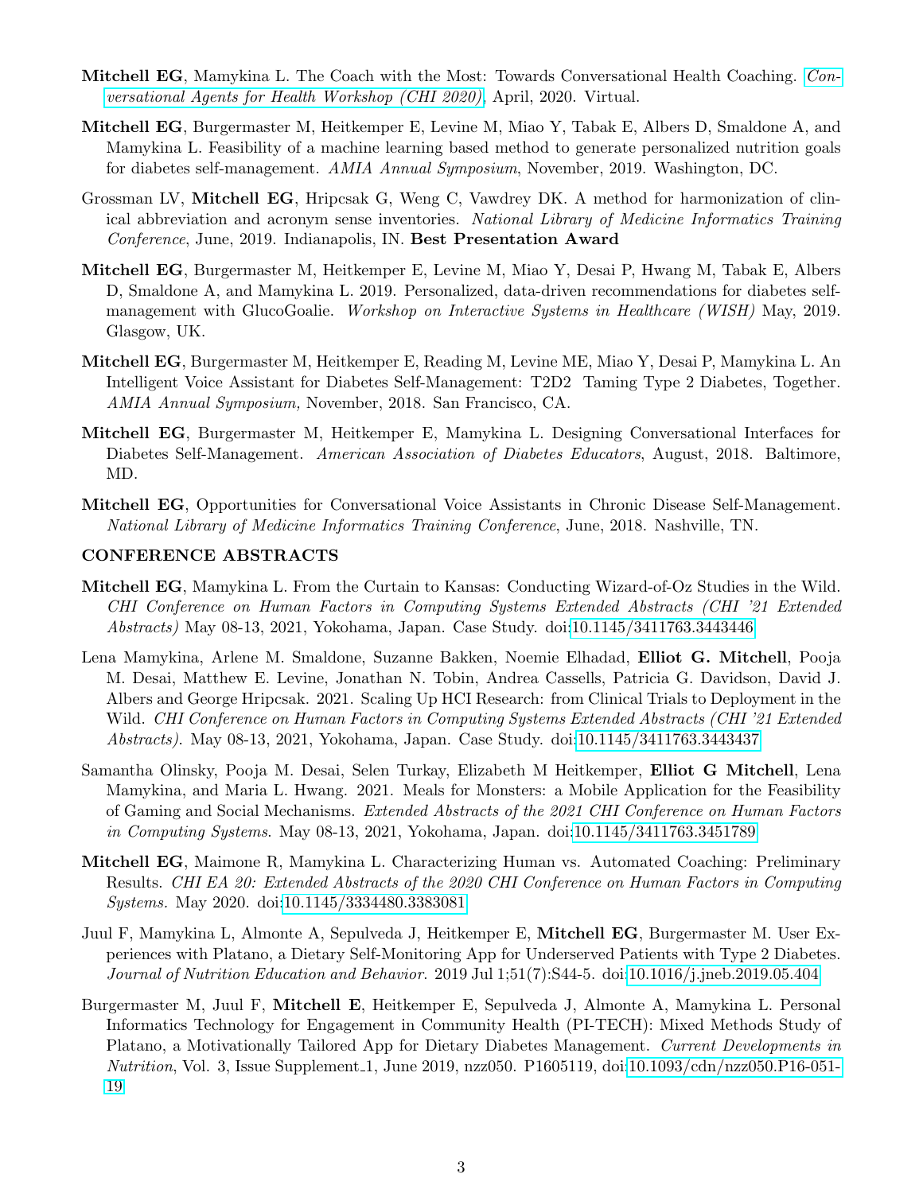**Mitchell EG**, Mamykina L. The Coach with the Most: Towards Conversational Health Coaching. *Conversational Agents for Health Workshop (CHI 2020)*, April, 2020. Virtual.

**Mitchell EG**, Burgermaster M, Heitkemper E, Levine M, Miao Y, Tabak E, Albers D, Smaldone A, and Mamykina L. Feasibility of a machine learning based method to generate personalized nutrition goals for diabetes self-management. *AMIA Annual Symposium*, November, 2019. Washington, DC.

Grossman LV, **Mitchell EG**, Hripcsak G, Weng C, Vawdrey DK. A method for harmonization of clinical abbreviation and acronym sense inventories. *National Library of Medicine Informatics Training Conference*, June, 2019. Indianapolis, IN. **Best Presentation Award**

**Mitchell EG**, Burgermaster M, Heitkemper E, Levine M, Miao Y, Desai P, Hwang M, Tabak E, Albers D, Smaldone A, and Mamykina L. 2019. Personalized, data-driven recommendations for diabetes self-management with GlucoGoalie. *Workshop on Interactive Systems in Healthcare (WISH)* May, 2019. Glasgow, UK.

**Mitchell EG**, Burgermaster M, Heitkemper E, Reading M, Levine ME, Miao Y, Desai P, Mamykina L. An Intelligent Voice Assistant for Diabetes Self-Management: T2D2 Taming Type 2 Diabetes, Together. *AMIA Annual Symposium,* November, 2018. San Francisco, CA.

**Mitchell EG**, Burgermaster M, Heitkemper E, Mamykina L. Designing Conversational Interfaces for Diabetes Self-Management. *American Association of Diabetes Educators*, August, 2018. Baltimore, MD.

**Mitchell EG**, Opportunities for Conversational Voice Assistants in Chronic Disease Self-Management. *National Library of Medicine Informatics Training Conference*, June, 2018. Nashville, TN.

## CONFERENCE ABSTRACTS

**Mitchell EG**, Mamykina L. From the Curtain to Kansas: Conducting Wizard-of-Oz Studies in the Wild. *CHI Conference on Human Factors in Computing Systems Extended Abstracts (CHI '21 Extended Abstracts)* May 08-13, 2021, Yokohama, Japan. Case Study. doi:10.1145/3411763.3443446

Lena Mamykina, Arlene M. Smaldone, Suzanne Bakken, Noemie Elhadad, **Elliot G. Mitchell**, Pooja M. Desai, Matthew E. Levine, Jonathan N. Tobin, Andrea Cassells, Patricia G. Davidson, David J. Albers and George Hripcsak. 2021. Scaling Up HCI Research: from Clinical Trials to Deployment in the Wild. *CHI Conference on Human Factors in Computing Systems Extended Abstracts (CHI '21 Extended Abstracts)*. May 08-13, 2021, Yokohama, Japan. Case Study. doi:10.1145/3411763.3443437

Samantha Olinsky, Pooja M. Desai, Selen Turkay, Elizabeth M Heitkemper, **Elliot G Mitchell**, Lena Mamykina, and Maria L. Hwang. 2021. Meals for Monsters: a Mobile Application for the Feasibility of Gaming and Social Mechanisms. *Extended Abstracts of the 2021 CHI Conference on Human Factors in Computing Systems*. May 08-13, 2021, Yokohama, Japan. doi:10.1145/3411763.3451789

**Mitchell EG**, Maimone R, Mamykina L. Characterizing Human vs. Automated Coaching: Preliminary Results. *CHI EA 20: Extended Abstracts of the 2020 CHI Conference on Human Factors in Computing Systems*. May 2020. doi:10.1145/3334480.3383081

Juul F, Mamykina L, Almonte A, Sepulveda J, Heitkemper E, **Mitchell EG**, Burgermaster M. User Experiences with Platano, a Dietary Self-Monitoring App for Underserved Patients with Type 2 Diabetes. *Journal of Nutrition Education and Behavior*. 2019 Jul 1;51(7):S44-5. doi:10.1016/j.jneb.2019.05.404

Burgermaster M, Juul F, **Mitchell E**, Heitkemper E, Sepulveda J, Almonte A, Mamykina L. Personal Informatics Technology for Engagement in Community Health (PI-TECH): Mixed Methods Study of Platano, a Motivationally Tailored App for Dietary Diabetes Management. *Current Developments in Nutrition*, Vol. 3, Issue Supplement_1, June 2019, nzz050. P1605119, doi:10.1093/cdn/nzz050.P16-051-19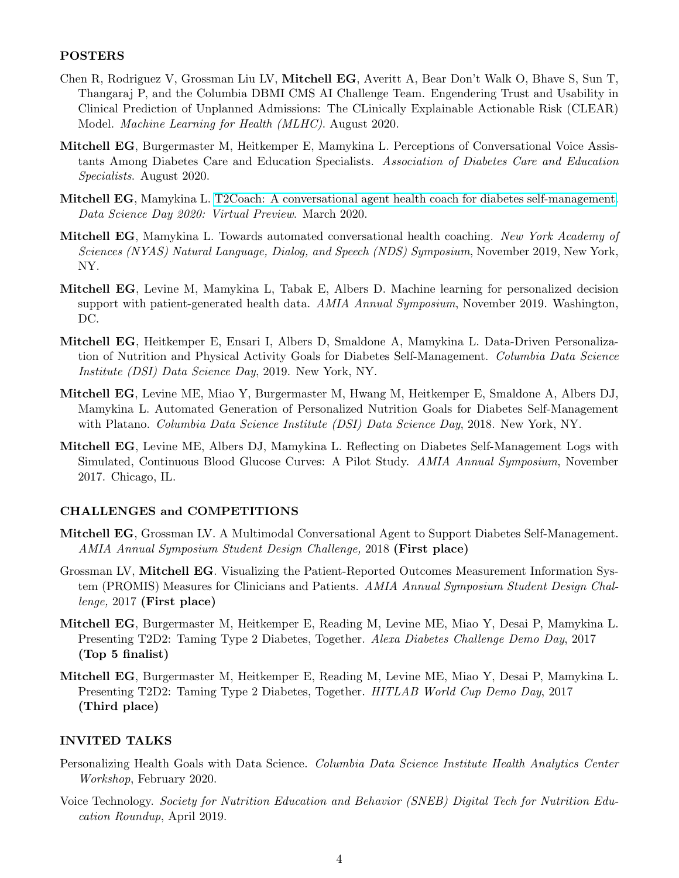## POSTERS

Chen R, Rodriguez V, Grossman Liu LV, **Mitchell EG**, Averitt A, Bear Don't Walk O, Bhave S, Sun T, Thangaraj P, and the Columbia DBMI CMS AI Challenge Team. Engendering Trust and Usability in Clinical Prediction of Unplanned Admissions: The CLinically Explainable Actionable Risk (CLEAR) Model. *Machine Learning for Health (MLHC)*. August 2020.

**Mitchell EG**, Burgermaster M, Heitkemper E, Mamykina L. Perceptions of Conversational Voice Assistants Among Diabetes Care and Education Specialists. *Association of Diabetes Care and Education Specialists*. August 2020.

**Mitchell EG**, Mamykina L. T2Coach: A conversational agent health coach for diabetes self-management. *Data Science Day 2020: Virtual Preview*. March 2020.

**Mitchell EG**, Mamykina L. Towards automated conversational health coaching. *New York Academy of Sciences (NYAS) Natural Language, Dialog, and Speech (NDS) Symposium*, November 2019, New York, NY.

**Mitchell EG**, Levine M, Mamykina L, Tabak E, Albers D. Machine learning for personalized decision support with patient-generated health data. *AMIA Annual Symposium*, November 2019. Washington, DC.

**Mitchell EG**, Heitkemper E, Ensari I, Albers D, Smaldone A, Mamykina L. Data-Driven Personalization of Nutrition and Physical Activity Goals for Diabetes Self-Management. *Columbia Data Science Institute (DSI) Data Science Day*, 2019. New York, NY.

**Mitchell EG**, Levine ME, Miao Y, Burgermaster M, Hwang M, Heitkemper E, Smaldone A, Albers DJ, Mamykina L. Automated Generation of Personalized Nutrition Goals for Diabetes Self-Management with Platano. *Columbia Data Science Institute (DSI) Data Science Day*, 2018. New York, NY.

**Mitchell EG**, Levine ME, Albers DJ, Mamykina L. Reflecting on Diabetes Self-Management Logs with Simulated, Continuous Blood Glucose Curves: A Pilot Study. *AMIA Annual Symposium*, November 2017. Chicago, IL.

## CHALLENGES and COMPETITIONS

**Mitchell EG**, Grossman LV. A Multimodal Conversational Agent to Support Diabetes Self-Management. *AMIA Annual Symposium Student Design Challenge,* 2018 **(First place)**

Grossman LV, **Mitchell EG**. Visualizing the Patient-Reported Outcomes Measurement Information System (PROMIS) Measures for Clinicians and Patients. *AMIA Annual Symposium Student Design Challenge,* 2017 **(First place)**

**Mitchell EG**, Burgermaster M, Heitkemper E, Reading M, Levine ME, Miao Y, Desai P, Mamykina L. Presenting T2D2: Taming Type 2 Diabetes, Together. *Alexa Diabetes Challenge Demo Day*, 2017 **(Top 5 finalist)**

**Mitchell EG**, Burgermaster M, Heitkemper E, Reading M, Levine ME, Miao Y, Desai P, Mamykina L. Presenting T2D2: Taming Type 2 Diabetes, Together. *HITLAB World Cup Demo Day*, 2017 **(Third place)**

## INVITED TALKS

Personalizing Health Goals with Data Science. *Columbia Data Science Institute Health Analytics Center Workshop*, February 2020.

Voice Technology. *Society for Nutrition Education and Behavior (SNEB) Digital Tech for Nutrition Education Roundup*, April 2019.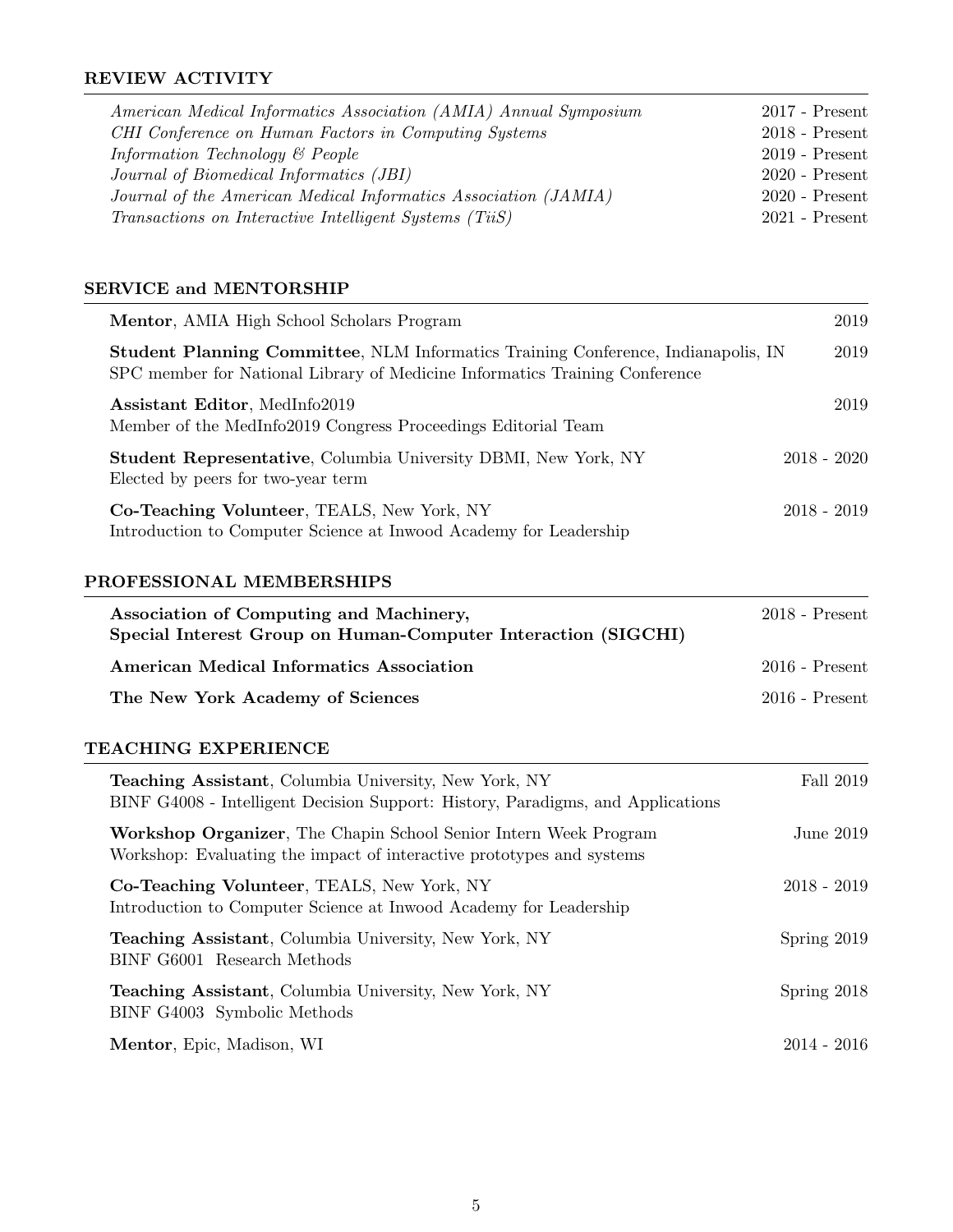## REVIEW ACTIVITY

*American Medical Informatics Association (AMIA) Annual Symposium* — 2017 - Present
*CHI Conference on Human Factors in Computing Systems* — 2018 - Present
*Information Technology & People* — 2019 - Present
*Journal of Biomedical Informatics (JBI)* — 2020 - Present
*Journal of the American Medical Informatics Association (JAMIA)* — 2020 - Present
*Transactions on Interactive Intelligent Systems (TiiS)* — 2021 - Present

## SERVICE and MENTORSHIP

**Mentor**, AMIA High School Scholars Program — 2019

**Student Planning Committee**, NLM Informatics Training Conference, Indianapolis, IN — 2019
SPC member for National Library of Medicine Informatics Training Conference

**Assistant Editor**, MedInfo2019 — 2019
Member of the MedInfo2019 Congress Proceedings Editorial Team

**Student Representative**, Columbia University DBMI, New York, NY — 2018 - 2020
Elected by peers for two-year term

**Co-Teaching Volunteer**, TEALS, New York, NY — 2018 - 2019
Introduction to Computer Science at Inwood Academy for Leadership

## PROFESSIONAL MEMBERSHIPS

**Association of Computing and Machinery, Special Interest Group on Human-Computer Interaction (SIGCHI)** — 2018 - Present

**American Medical Informatics Association** — 2016 - Present

**The New York Academy of Sciences** — 2016 - Present

## TEACHING EXPERIENCE

**Teaching Assistant**, Columbia University, New York, NY — Fall 2019
BINF G4008 - Intelligent Decision Support: History, Paradigms, and Applications

**Workshop Organizer**, The Chapin School Senior Intern Week Program — June 2019
Workshop: Evaluating the impact of interactive prototypes and systems

**Co-Teaching Volunteer**, TEALS, New York, NY — 2018 - 2019
Introduction to Computer Science at Inwood Academy for Leadership

**Teaching Assistant**, Columbia University, New York, NY — Spring 2019
BINF G6001 Research Methods

**Teaching Assistant**, Columbia University, New York, NY — Spring 2018
BINF G4003 Symbolic Methods

**Mentor**, Epic, Madison, WI — 2014 - 2016